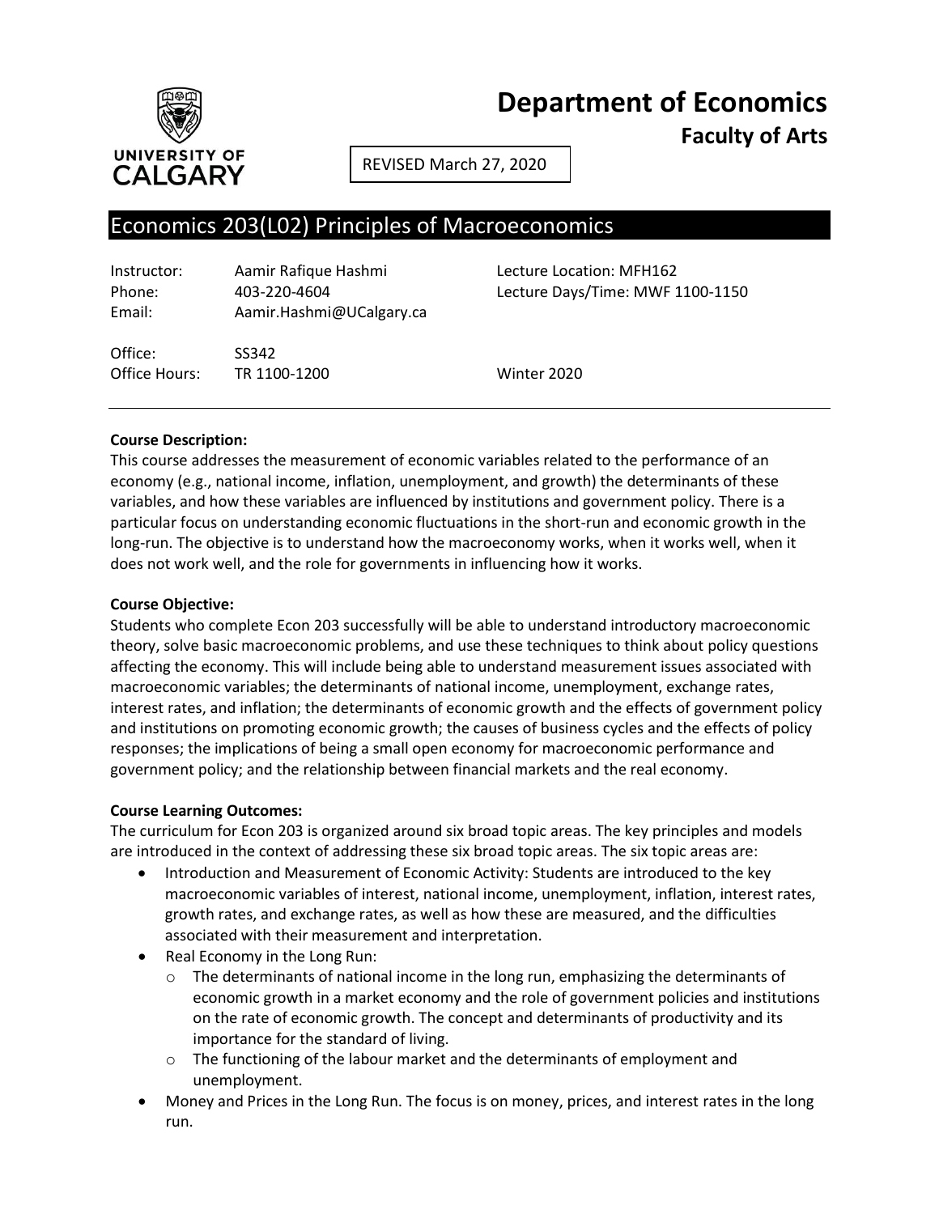# Department of Economics

## Faculty of Arts

UNIVERSITY OF CALGARY

REVISED March 27, 2020

## Economics 203(L02) Principles of Macroeconomics

| | | |
|---|---|---|
| Instructor: | Aamir Rafique Hashmi | Lecture Location: MFH162 |
| Phone: | 403-220-4604 | Lecture Days/Time: MWF 1100-1150 |
| Email: | Aamir.Hashmi@UCalgary.ca | |
| Office: | SS342 | |
| Office Hours: | TR 1100-1200 | Winter 2020 |

**Course Description:**
This course addresses the measurement of economic variables related to the performance of an economy (e.g., national income, inflation, unemployment, and growth) the determinants of these variables, and how these variables are influenced by institutions and government policy. There is a particular focus on understanding economic fluctuations in the short-run and economic growth in the long-run. The objective is to understand how the macroeconomy works, when it works well, when it does not work well, and the role for governments in influencing how it works.

**Course Objective:**
Students who complete Econ 203 successfully will be able to understand introductory macroeconomic theory, solve basic macroeconomic problems, and use these techniques to think about policy questions affecting the economy. This will include being able to understand measurement issues associated with macroeconomic variables; the determinants of national income, unemployment, exchange rates, interest rates, and inflation; the determinants of economic growth and the effects of government policy and institutions on promoting economic growth; the causes of business cycles and the effects of policy responses; the implications of being a small open economy for macroeconomic performance and government policy; and the relationship between financial markets and the real economy.

**Course Learning Outcomes:**
The curriculum for Econ 203 is organized around six broad topic areas. The key principles and models are introduced in the context of addressing these six broad topic areas. The six topic areas are:

- Introduction and Measurement of Economic Activity: Students are introduced to the key macroeconomic variables of interest, national income, unemployment, inflation, interest rates, growth rates, and exchange rates, as well as how these are measured, and the difficulties associated with their measurement and interpretation.
- Real Economy in the Long Run:
  - The determinants of national income in the long run, emphasizing the determinants of economic growth in a market economy and the role of government policies and institutions on the rate of economic growth. The concept and determinants of productivity and its importance for the standard of living.
  - The functioning of the labour market and the determinants of employment and unemployment.
- Money and Prices in the Long Run. The focus is on money, prices, and interest rates in the long run.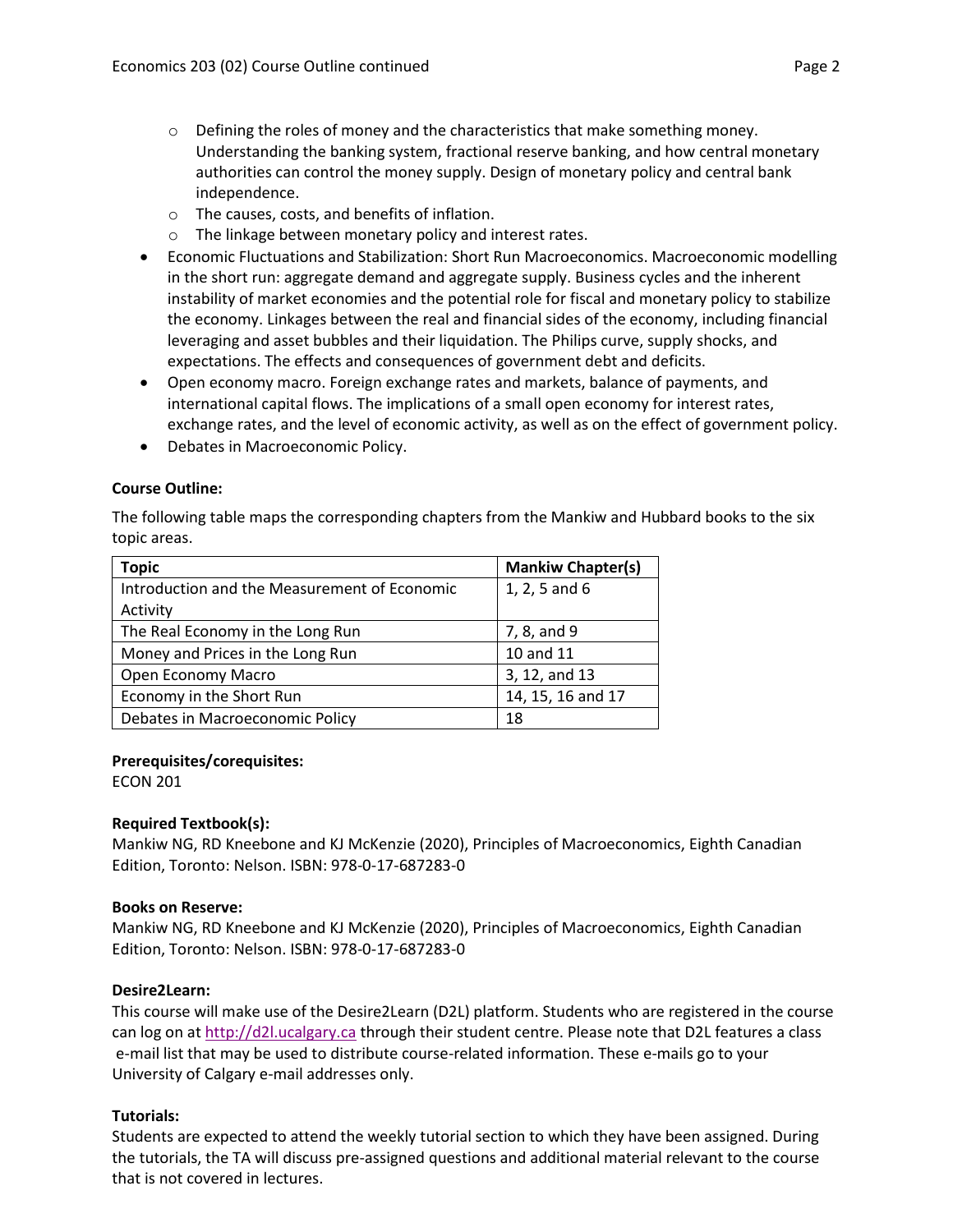- Defining the roles of money and the characteristics that make something money. Understanding the banking system, fractional reserve banking, and how central monetary authorities can control the money supply. Design of monetary policy and central bank independence.
  - The causes, costs, and benefits of inflation.
  - The linkage between monetary policy and interest rates.
- Economic Fluctuations and Stabilization: Short Run Macroeconomics. Macroeconomic modelling in the short run: aggregate demand and aggregate supply. Business cycles and the inherent instability of market economies and the potential role for fiscal and monetary policy to stabilize the economy. Linkages between the real and financial sides of the economy, including financial leveraging and asset bubbles and their liquidation. The Philips curve, supply shocks, and expectations. The effects and consequences of government debt and deficits.
- Open economy macro. Foreign exchange rates and markets, balance of payments, and international capital flows. The implications of a small open economy for interest rates, exchange rates, and the level of economic activity, as well as on the effect of government policy.
- Debates in Macroeconomic Policy.

**Course Outline:**

The following table maps the corresponding chapters from the Mankiw and Hubbard books to the six topic areas.

| Topic | Mankiw Chapter(s) |
|---|---|
| Introduction and the Measurement of Economic Activity | 1, 2, 5 and 6 |
| The Real Economy in the Long Run | 7, 8, and 9 |
| Money and Prices in the Long Run | 10 and 11 |
| Open Economy Macro | 3, 12, and 13 |
| Economy in the Short Run | 14, 15, 16 and 17 |
| Debates in Macroeconomic Policy | 18 |

**Prerequisites/corequisites:**
ECON 201

**Required Textbook(s):**
Mankiw NG, RD Kneebone and KJ McKenzie (2020), Principles of Macroeconomics, Eighth Canadian Edition, Toronto: Nelson. ISBN: 978-0-17-687283-0

**Books on Reserve:**
Mankiw NG, RD Kneebone and KJ McKenzie (2020), Principles of Macroeconomics, Eighth Canadian Edition, Toronto: Nelson. ISBN: 978-0-17-687283-0

**Desire2Learn:**
This course will make use of the Desire2Learn (D2L) platform. Students who are registered in the course can log on at http://d2l.ucalgary.ca through their student centre. Please note that D2L features a class e-mail list that may be used to distribute course-related information. These e-mails go to your University of Calgary e-mail addresses only.

**Tutorials:**
Students are expected to attend the weekly tutorial section to which they have been assigned. During the tutorials, the TA will discuss pre-assigned questions and additional material relevant to the course that is not covered in lectures.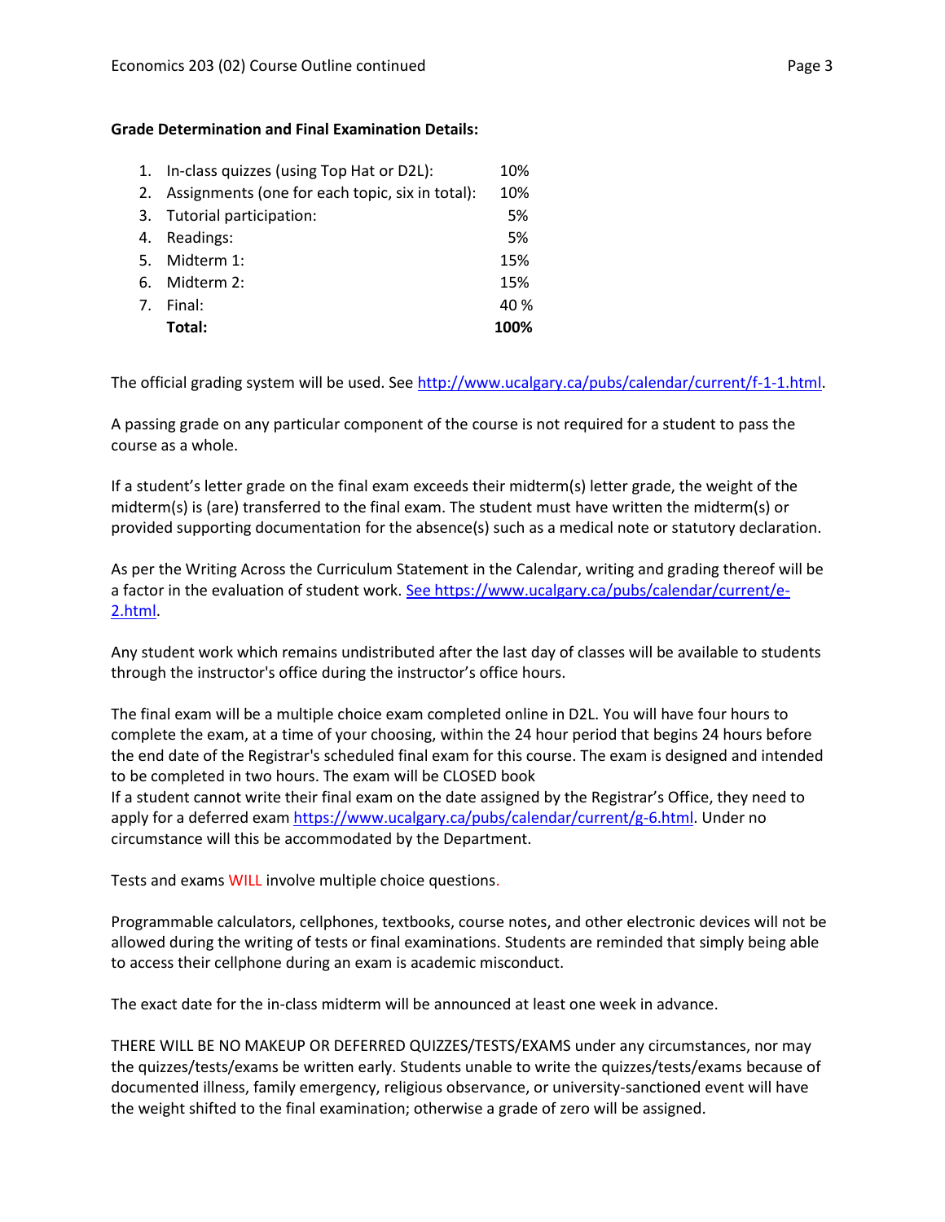**Grade Determination and Final Examination Details:**

| | | |
|---|---|---|
| 1. | In-class quizzes (using Top Hat or D2L): | 10% |
| 2. | Assignments (one for each topic, six in total): | 10% |
| 3. | Tutorial participation: | 5% |
| 4. | Readings: | 5% |
| 5. | Midterm 1: | 15% |
| 6. | Midterm 2: | 15% |
| 7. | Final: | 40 % |
| | **Total:** | **100%** |

The official grading system will be used. See http://www.ucalgary.ca/pubs/calendar/current/f-1-1.html.

A passing grade on any particular component of the course is not required for a student to pass the course as a whole.

If a student's letter grade on the final exam exceeds their midterm(s) letter grade, the weight of the midterm(s) is (are) transferred to the final exam. The student must have written the midterm(s) or provided supporting documentation for the absence(s) such as a medical note or statutory declaration.

As per the Writing Across the Curriculum Statement in the Calendar, writing and grading thereof will be a factor in the evaluation of student work. See https://www.ucalgary.ca/pubs/calendar/current/e-2.html.

Any student work which remains undistributed after the last day of classes will be available to students through the instructor's office during the instructor's office hours.

The final exam will be a multiple choice exam completed online in D2L. You will have four hours to complete the exam, at a time of your choosing, within the 24 hour period that begins 24 hours before the end date of the Registrar's scheduled final exam for this course. The exam is designed and intended to be completed in two hours. The exam will be CLOSED book
If a student cannot write their final exam on the date assigned by the Registrar's Office, they need to apply for a deferred exam https://www.ucalgary.ca/pubs/calendar/current/g-6.html. Under no circumstance will this be accommodated by the Department.

Tests and exams WILL involve multiple choice questions.

Programmable calculators, cellphones, textbooks, course notes, and other electronic devices will not be allowed during the writing of tests or final examinations. Students are reminded that simply being able to access their cellphone during an exam is academic misconduct.

The exact date for the in-class midterm will be announced at least one week in advance.

THERE WILL BE NO MAKEUP OR DEFERRED QUIZZES/TESTS/EXAMS under any circumstances, nor may the quizzes/tests/exams be written early. Students unable to write the quizzes/tests/exams because of documented illness, family emergency, religious observance, or university-sanctioned event will have the weight shifted to the final examination; otherwise a grade of zero will be assigned.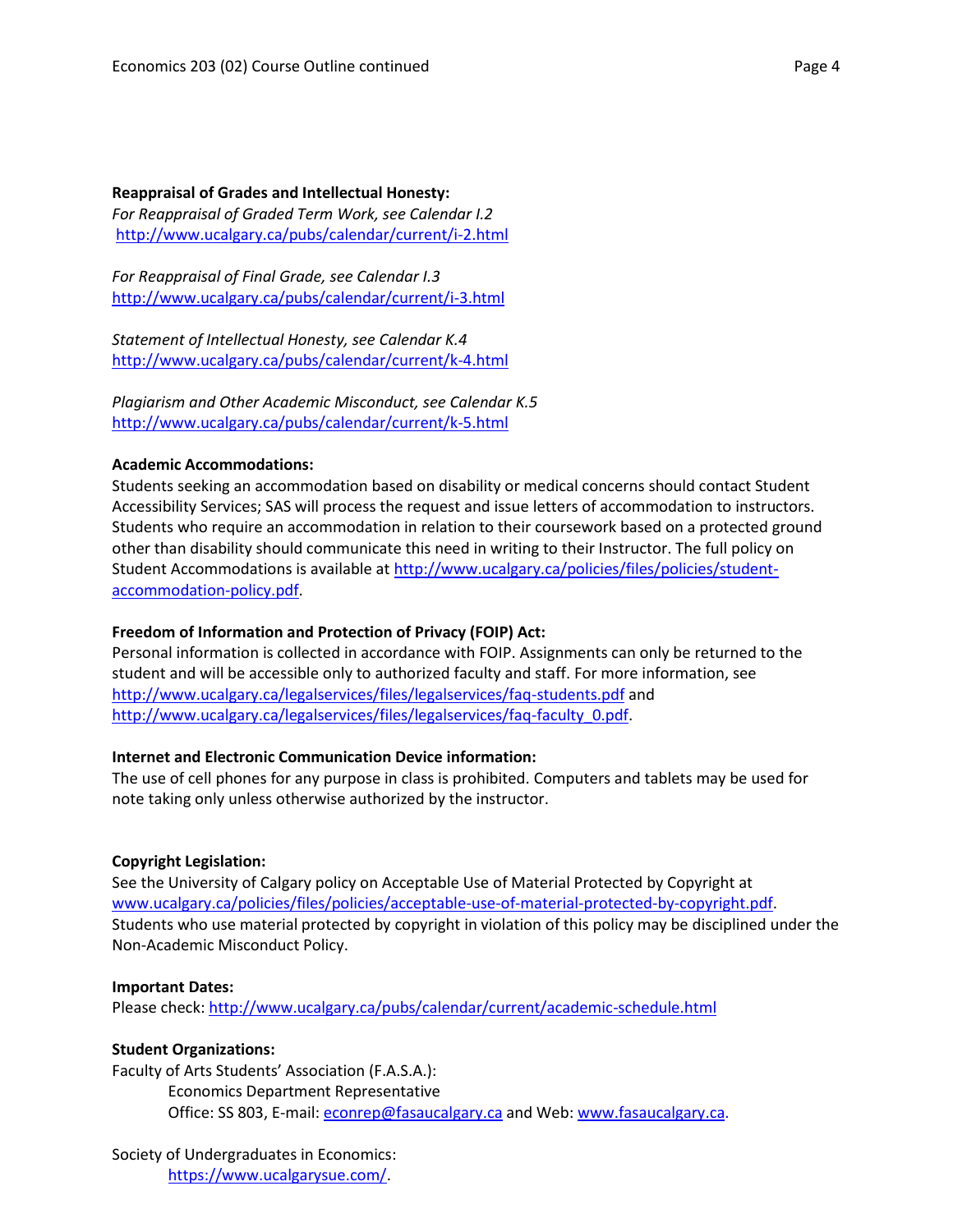**Reappraisal of Grades and Intellectual Honesty:**

*For Reappraisal of Graded Term Work, see Calendar I.2*
http://www.ucalgary.ca/pubs/calendar/current/i-2.html

*For Reappraisal of Final Grade, see Calendar I.3*
http://www.ucalgary.ca/pubs/calendar/current/i-3.html

*Statement of Intellectual Honesty, see Calendar K.4*
http://www.ucalgary.ca/pubs/calendar/current/k-4.html

*Plagiarism and Other Academic Misconduct, see Calendar K.5*
http://www.ucalgary.ca/pubs/calendar/current/k-5.html

**Academic Accommodations:**

Students seeking an accommodation based on disability or medical concerns should contact Student Accessibility Services; SAS will process the request and issue letters of accommodation to instructors. Students who require an accommodation in relation to their coursework based on a protected ground other than disability should communicate this need in writing to their Instructor. The full policy on Student Accommodations is available at http://www.ucalgary.ca/policies/files/policies/student-accommodation-policy.pdf.

**Freedom of Information and Protection of Privacy (FOIP) Act:**

Personal information is collected in accordance with FOIP. Assignments can only be returned to the student and will be accessible only to authorized faculty and staff. For more information, see http://www.ucalgary.ca/legalservices/files/legalservices/faq-students.pdf and http://www.ucalgary.ca/legalservices/files/legalservices/faq-faculty_0.pdf.

**Internet and Electronic Communication Device information:**

The use of cell phones for any purpose in class is prohibited. Computers and tablets may be used for note taking only unless otherwise authorized by the instructor.

**Copyright Legislation:**

See the University of Calgary policy on Acceptable Use of Material Protected by Copyright at www.ucalgary.ca/policies/files/policies/acceptable-use-of-material-protected-by-copyright.pdf. Students who use material protected by copyright in violation of this policy may be disciplined under the Non-Academic Misconduct Policy.

**Important Dates:**

Please check: http://www.ucalgary.ca/pubs/calendar/current/academic-schedule.html

**Student Organizations:**

Faculty of Arts Students' Association (F.A.S.A.):
 Economics Department Representative
 Office: SS 803, E-mail: econrep@fasaucalgary.ca and Web: www.fasaucalgary.ca.

Society of Undergraduates in Economics:
 https://www.ucalgarysue.com/.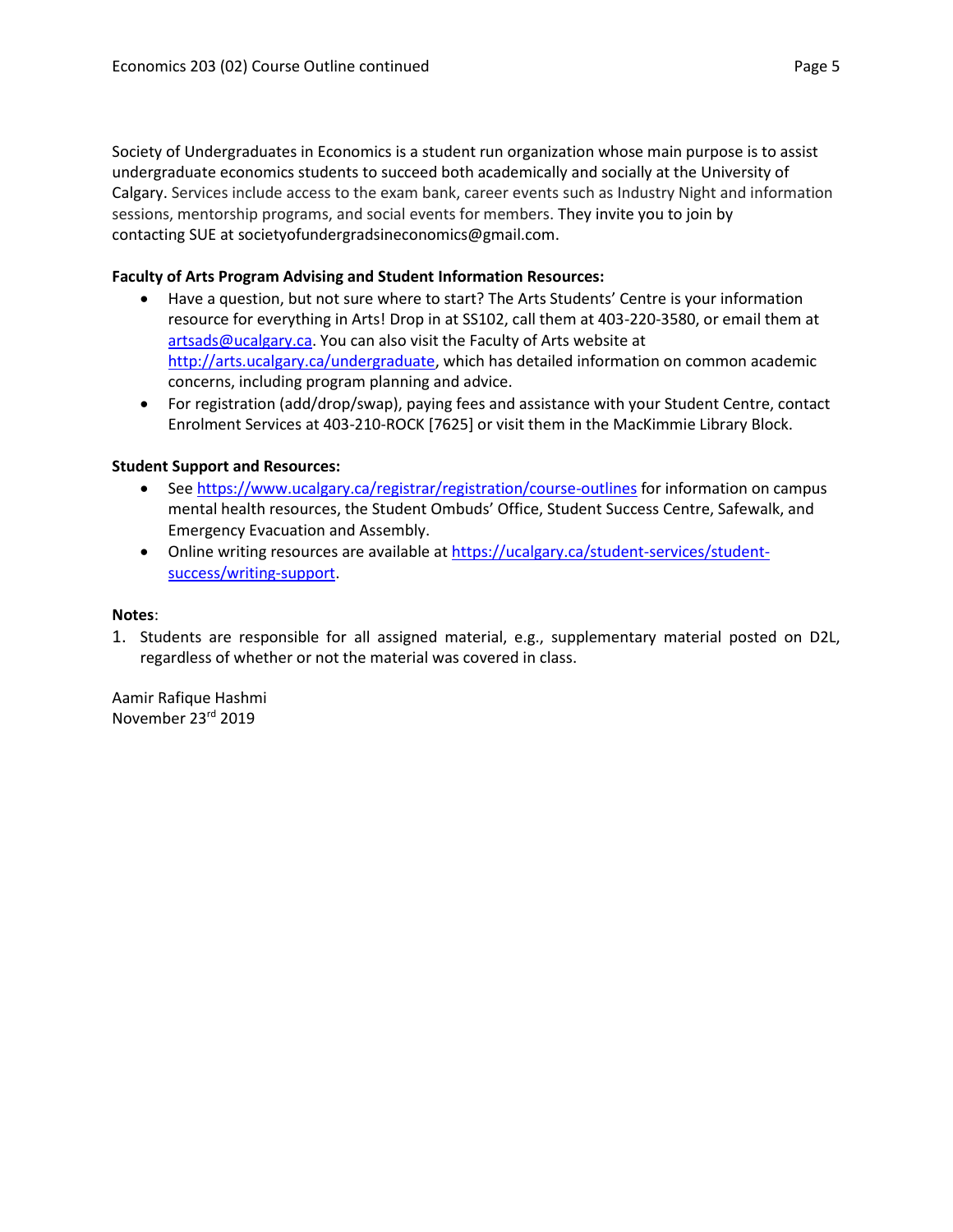Society of Undergraduates in Economics is a student run organization whose main purpose is to assist undergraduate economics students to succeed both academically and socially at the University of Calgary. Services include access to the exam bank, career events such as Industry Night and information sessions, mentorship programs, and social events for members. They invite you to join by contacting SUE at societyofundergradsineconomics@gmail.com.

**Faculty of Arts Program Advising and Student Information Resources:**

- Have a question, but not sure where to start? The Arts Students' Centre is your information resource for everything in Arts! Drop in at SS102, call them at 403-220-3580, or email them at artsads@ucalgary.ca. You can also visit the Faculty of Arts website at http://arts.ucalgary.ca/undergraduate, which has detailed information on common academic concerns, including program planning and advice.
- For registration (add/drop/swap), paying fees and assistance with your Student Centre, contact Enrolment Services at 403-210-ROCK [7625] or visit them in the MacKimmie Library Block.

**Student Support and Resources:**

- See https://www.ucalgary.ca/registrar/registration/course-outlines for information on campus mental health resources, the Student Ombuds' Office, Student Success Centre, Safewalk, and Emergency Evacuation and Assembly.
- Online writing resources are available at https://ucalgary.ca/student-services/student-success/writing-support.

**Notes**:

1. Students are responsible for all assigned material, e.g., supplementary material posted on D2L, regardless of whether or not the material was covered in class.

Aamir Rafique Hashmi
November 23rd 2019